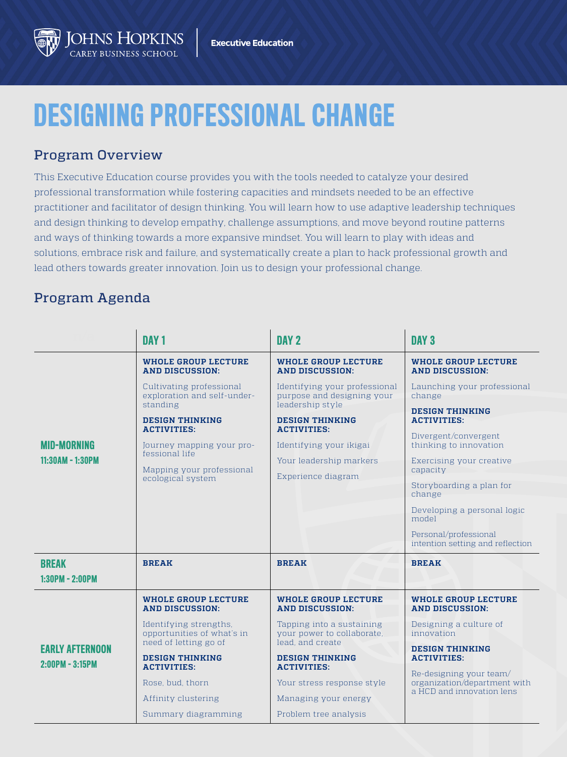Johns Hopkins Carey Business School | Executive Education

# DESIGNING PROFESSIONAL CHANGE

## Program Overview

This Executive Education course provides you with the tools needed to catalyze your desired professional transformation while fostering capacities and mindsets needed to be an effective practitioner and facilitator of design thinking. You will learn how to use adaptive leadership techniques and design thinking to develop empathy, challenge assumptions, and move beyond routine patterns and ways of thinking towards a more expansive mindset. You will learn to play with ideas and solutions, embrace risk and failure, and systematically create a plan to hack professional growth and lead others towards greater innovation. Join us to design your professional change.

## Program Agenda

| | DAY 1 | DAY 2 | DAY 3 |
|---|---|---|---|
| **MID-MORNING** 11:30AM - 1:30PM | **WHOLE GROUP LECTURE AND DISCUSSION:** Cultivating professional exploration and self-understanding<br>**DESIGN THINKING ACTIVITIES:** Journey mapping your professional life; Mapping your professional ecological system | **WHOLE GROUP LECTURE AND DISCUSSION:** Identifying your professional purpose and designing your leadership style<br>**DESIGN THINKING ACTIVITIES:** Identifying your ikigai; Your leadership markers; Experience diagram | **WHOLE GROUP LECTURE AND DISCUSSION:** Launching your professional change<br>**DESIGN THINKING ACTIVITIES:** Divergent/convergent thinking to innovation; Exercising your creative capacity; Storyboarding a plan for change; Developing a personal logic model; Personal/professional intention setting and reflection |
| **BREAK** 1:30PM - 2:00PM | **BREAK** | **BREAK** | **BREAK** |
| **EARLY AFTERNOON** 2:00PM - 3:15PM | **WHOLE GROUP LECTURE AND DISCUSSION:** Identifying strengths, opportunities of what's in need of letting go of<br>**DESIGN THINKING ACTIVITIES:** Rose, bud, thorn; Affinity clustering; Summary diagramming | **WHOLE GROUP LECTURE AND DISCUSSION:** Tapping into a sustaining your power to collaborate, lead, and create<br>**DESIGN THINKING ACTIVITIES:** Your stress response style; Managing your energy; Problem tree analysis | **WHOLE GROUP LECTURE AND DISCUSSION:** Designing a culture of innovation<br>**DESIGN THINKING ACTIVITIES:** Re-designing your team/organization/department with a HCD and innovation lens |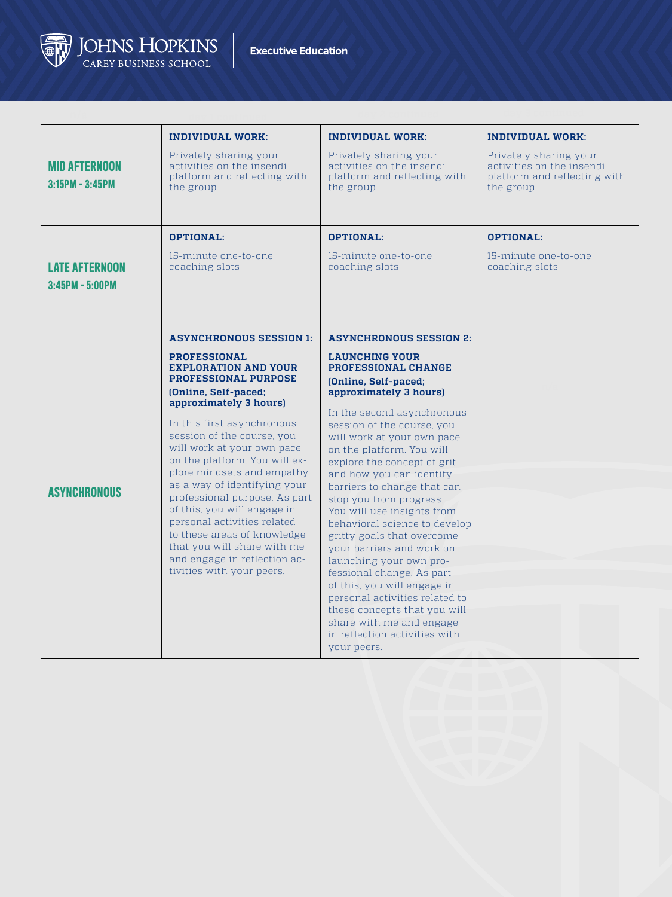| | | | |
|---|---|---|---|
| **MID AFTERNOON** 3:15PM - 3:45PM | **INDIVIDUAL WORK:** Privately sharing your activities on the insendi platform and reflecting with the group | **INDIVIDUAL WORK:** Privately sharing your activities on the insendi platform and reflecting with the group | **INDIVIDUAL WORK:** Privately sharing your activities on the insendi platform and reflecting with the group |
| **LATE AFTERNOON** 3:45PM - 5:00PM | **OPTIONAL:** 15-minute one-to-one coaching slots | **OPTIONAL:** 15-minute one-to-one coaching slots | **OPTIONAL:** 15-minute one-to-one coaching slots |
| **ASYNCHRONOUS** | **ASYNCHRONOUS SESSION 1:** **PROFESSIONAL EXPLORATION AND YOUR PROFESSIONAL PURPOSE** **(Online, Self-paced; approximately 3 hours)** In this first asynchronous session of the course, you will work at your own pace on the platform. You will explore mindsets and empathy as a way of identifying your professional purpose. As part of this, you will engage in personal activities related to these areas of knowledge that you will share with me and engage in reflection activities with your peers. | **ASYNCHRONOUS SESSION 2:** **LAUNCHING YOUR PROFESSIONAL CHANGE** **(Online, Self-paced; approximately 3 hours)** In the second asynchronous session of the course, you will work at your own pace on the platform. You will explore the concept of grit and how you can identify barriers to change that can stop you from progress. You will use insights from behavioral science to develop gritty goals that overcome your barriers and work on launching your own professional change. As part of this, you will engage in personal activities related to these concepts that you will share with me and engage in reflection activities with your peers. | |